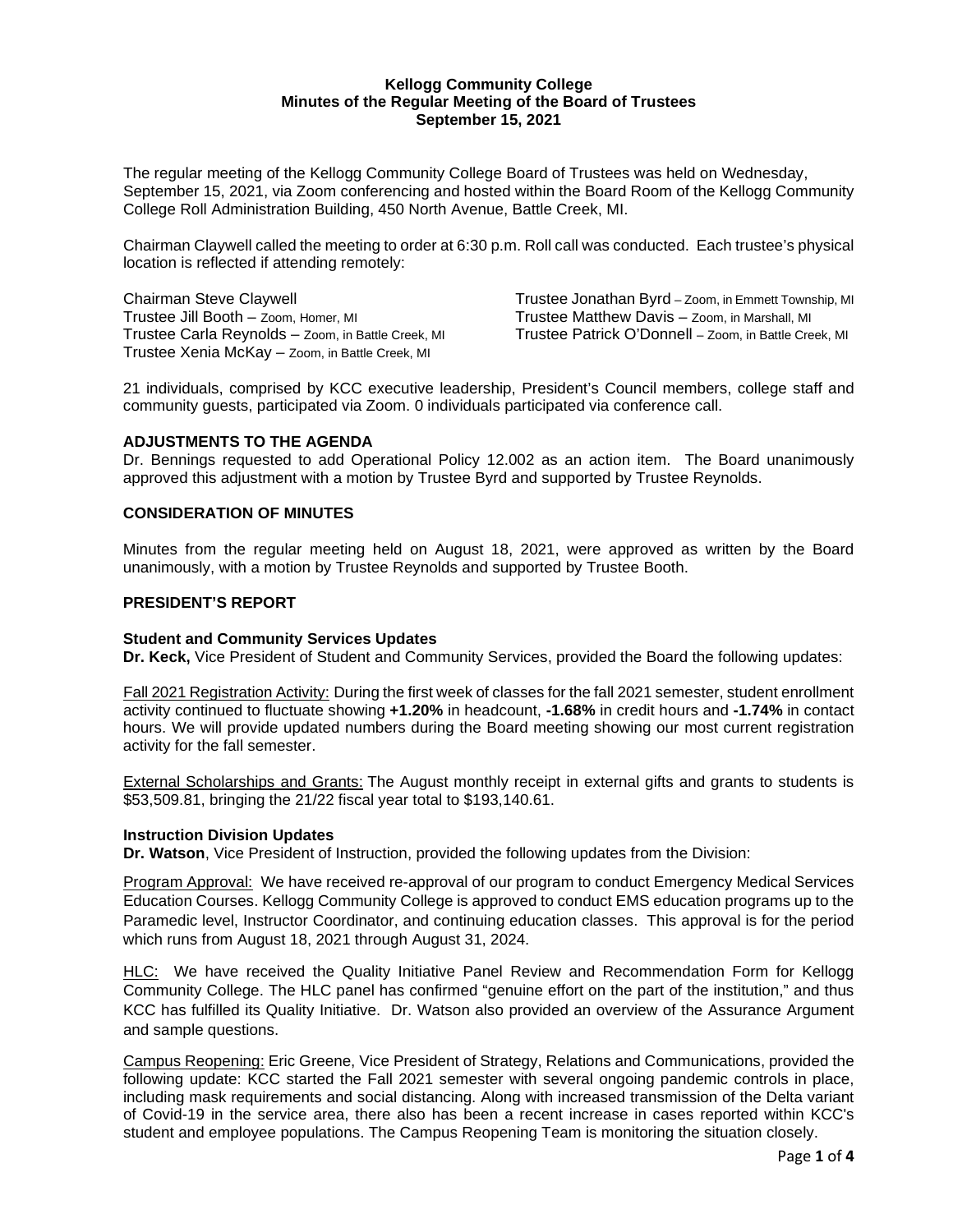**Kellogg Community College**
**Minutes of the Regular Meeting of the Board of Trustees**
**September 15, 2021**

The regular meeting of the Kellogg Community College Board of Trustees was held on Wednesday, September 15, 2021, via Zoom conferencing and hosted within the Board Room of the Kellogg Community College Roll Administration Building, 450 North Avenue, Battle Creek, MI.

Chairman Claywell called the meeting to order at 6:30 p.m. Roll call was conducted. Each trustee's physical location is reflected if attending remotely:

Chairman Steve Claywell
Trustee Jill Booth – Zoom, Homer, MI
Trustee Carla Reynolds – Zoom, in Battle Creek, MI
Trustee Xenia McKay – Zoom, in Battle Creek, MI
Trustee Jonathan Byrd – Zoom, in Emmett Township, MI
Trustee Matthew Davis – Zoom, in Marshall, MI
Trustee Patrick O'Donnell – Zoom, in Battle Creek, MI

21 individuals, comprised by KCC executive leadership, President's Council members, college staff and community guests, participated via Zoom. 0 individuals participated via conference call.

## ADJUSTMENTS TO THE AGENDA

Dr. Bennings requested to add Operational Policy 12.002 as an action item. The Board unanimously approved this adjustment with a motion by Trustee Byrd and supported by Trustee Reynolds.

## CONSIDERATION OF MINUTES

Minutes from the regular meeting held on August 18, 2021, were approved as written by the Board unanimously, with a motion by Trustee Reynolds and supported by Trustee Booth.

## PRESIDENT'S REPORT

### Student and Community Services Updates

**Dr. Keck,** Vice President of Student and Community Services, provided the Board the following updates:

Fall 2021 Registration Activity: During the first week of classes for the fall 2021 semester, student enrollment activity continued to fluctuate showing **+1.20%** in headcount, **-1.68%** in credit hours and **-1.74%** in contact hours. We will provide updated numbers during the Board meeting showing our most current registration activity for the fall semester.

External Scholarships and Grants: The August monthly receipt in external gifts and grants to students is $53,509.81, bringing the 21/22 fiscal year total to $193,140.61.

### Instruction Division Updates

**Dr. Watson**, Vice President of Instruction, provided the following updates from the Division:

Program Approval: We have received re-approval of our program to conduct Emergency Medical Services Education Courses. Kellogg Community College is approved to conduct EMS education programs up to the Paramedic level, Instructor Coordinator, and continuing education classes. This approval is for the period which runs from August 18, 2021 through August 31, 2024.

HLC: We have received the Quality Initiative Panel Review and Recommendation Form for Kellogg Community College. The HLC panel has confirmed "genuine effort on the part of the institution," and thus KCC has fulfilled its Quality Initiative. Dr. Watson also provided an overview of the Assurance Argument and sample questions.

Campus Reopening: Eric Greene, Vice President of Strategy, Relations and Communications, provided the following update: KCC started the Fall 2021 semester with several ongoing pandemic controls in place, including mask requirements and social distancing. Along with increased transmission of the Delta variant of Covid-19 in the service area, there also has been a recent increase in cases reported within KCC's student and employee populations. The Campus Reopening Team is monitoring the situation closely.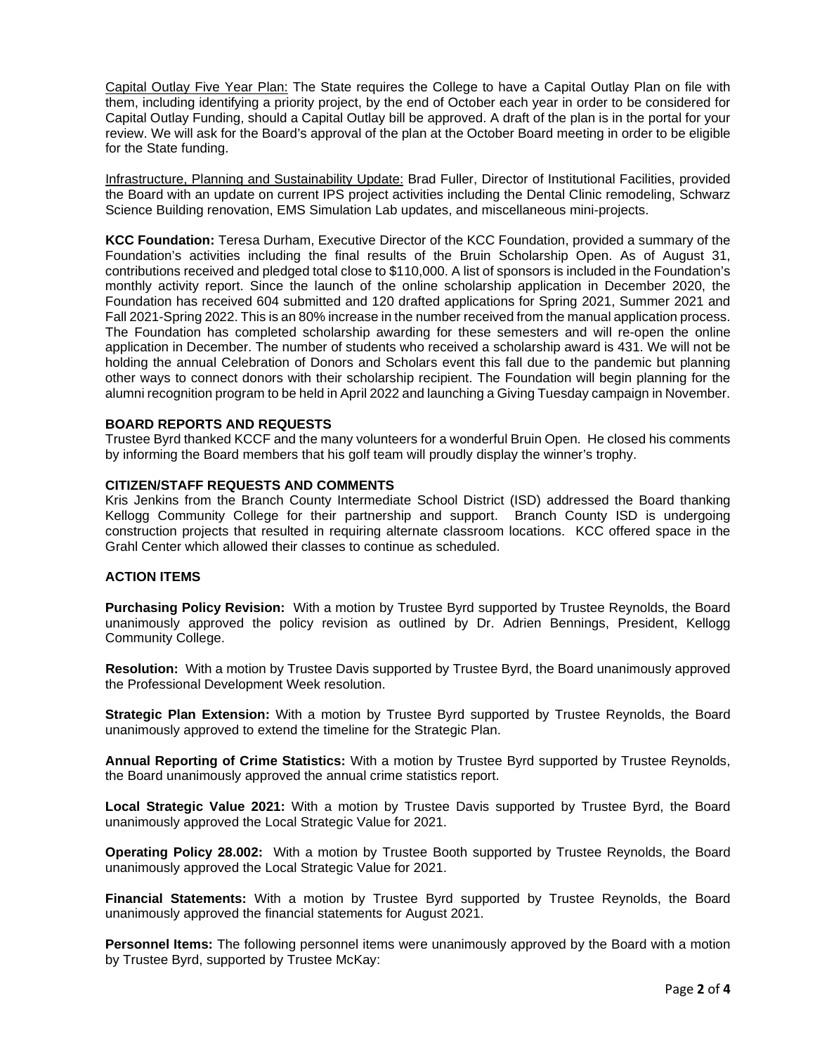Capital Outlay Five Year Plan: The State requires the College to have a Capital Outlay Plan on file with them, including identifying a priority project, by the end of October each year in order to be considered for Capital Outlay Funding, should a Capital Outlay bill be approved. A draft of the plan is in the portal for your review. We will ask for the Board's approval of the plan at the October Board meeting in order to be eligible for the State funding.

Infrastructure, Planning and Sustainability Update: Brad Fuller, Director of Institutional Facilities, provided the Board with an update on current IPS project activities including the Dental Clinic remodeling, Schwarz Science Building renovation, EMS Simulation Lab updates, and miscellaneous mini-projects.

**KCC Foundation:** Teresa Durham, Executive Director of the KCC Foundation, provided a summary of the Foundation's activities including the final results of the Bruin Scholarship Open. As of August 31, contributions received and pledged total close to $110,000. A list of sponsors is included in the Foundation's monthly activity report. Since the launch of the online scholarship application in December 2020, the Foundation has received 604 submitted and 120 drafted applications for Spring 2021, Summer 2021 and Fall 2021-Spring 2022. This is an 80% increase in the number received from the manual application process. The Foundation has completed scholarship awarding for these semesters and will re-open the online application in December. The number of students who received a scholarship award is 431. We will not be holding the annual Celebration of Donors and Scholars event this fall due to the pandemic but planning other ways to connect donors with their scholarship recipient. The Foundation will begin planning for the alumni recognition program to be held in April 2022 and launching a Giving Tuesday campaign in November.

**BOARD REPORTS AND REQUESTS**

Trustee Byrd thanked KCCF and the many volunteers for a wonderful Bruin Open. He closed his comments by informing the Board members that his golf team will proudly display the winner's trophy.

**CITIZEN/STAFF REQUESTS AND COMMENTS**

Kris Jenkins from the Branch County Intermediate School District (ISD) addressed the Board thanking Kellogg Community College for their partnership and support. Branch County ISD is undergoing construction projects that resulted in requiring alternate classroom locations. KCC offered space in the Grahl Center which allowed their classes to continue as scheduled.

**ACTION ITEMS**

**Purchasing Policy Revision:** With a motion by Trustee Byrd supported by Trustee Reynolds, the Board unanimously approved the policy revision as outlined by Dr. Adrien Bennings, President, Kellogg Community College.

**Resolution:** With a motion by Trustee Davis supported by Trustee Byrd, the Board unanimously approved the Professional Development Week resolution.

**Strategic Plan Extension:** With a motion by Trustee Byrd supported by Trustee Reynolds, the Board unanimously approved to extend the timeline for the Strategic Plan.

**Annual Reporting of Crime Statistics:** With a motion by Trustee Byrd supported by Trustee Reynolds, the Board unanimously approved the annual crime statistics report.

**Local Strategic Value 2021:** With a motion by Trustee Davis supported by Trustee Byrd, the Board unanimously approved the Local Strategic Value for 2021.

**Operating Policy 28.002:** With a motion by Trustee Booth supported by Trustee Reynolds, the Board unanimously approved the Local Strategic Value for 2021.

**Financial Statements:** With a motion by Trustee Byrd supported by Trustee Reynolds, the Board unanimously approved the financial statements for August 2021.

**Personnel Items:** The following personnel items were unanimously approved by the Board with a motion by Trustee Byrd, supported by Trustee McKay: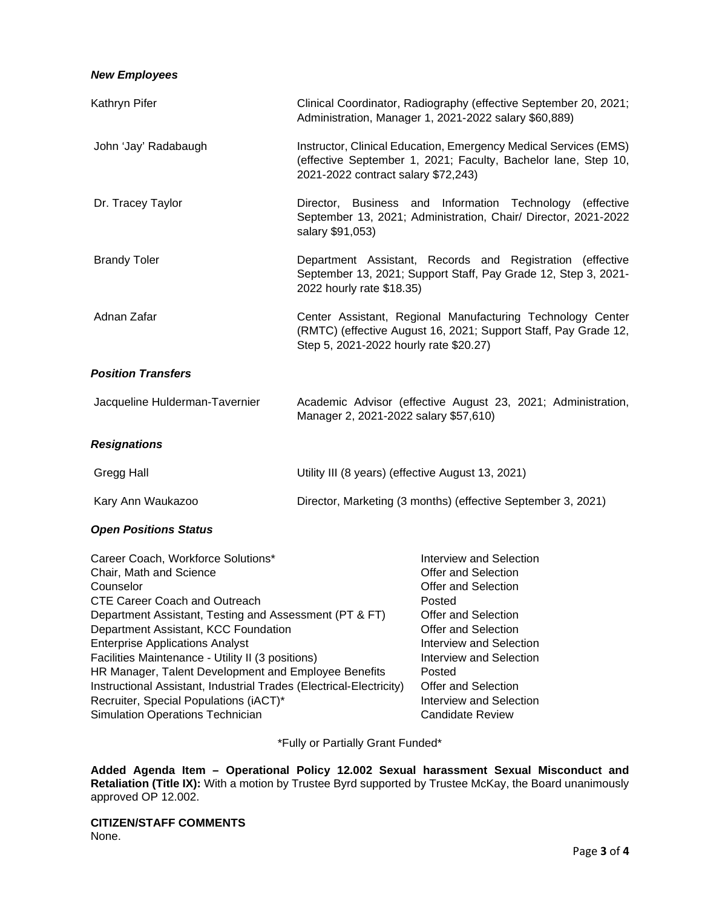***New Employees***

| | |
|---|---|
| Kathryn Pifer | Clinical Coordinator, Radiography (effective September 20, 2021; Administration, Manager 1, 2021-2022 salary $60,889) |
| John 'Jay' Radabaugh | Instructor, Clinical Education, Emergency Medical Services (EMS) (effective September 1, 2021; Faculty, Bachelor lane, Step 10, 2021-2022 contract salary $72,243) |
| Dr. Tracey Taylor | Director, Business and Information Technology (effective September 13, 2021; Administration, Chair/ Director, 2021-2022 salary $91,053) |
| Brandy Toler | Department Assistant, Records and Registration (effective September 13, 2021; Support Staff, Pay Grade 12, Step 3, 2021-2022 hourly rate $18.35) |
| Adnan Zafar | Center Assistant, Regional Manufacturing Technology Center (RMTC) (effective August 16, 2021; Support Staff, Pay Grade 12, Step 5, 2021-2022 hourly rate $20.27) |

***Position Transfers***

| | |
|---|---|
| Jacqueline Hulderman-Tavernier | Academic Advisor (effective August 23, 2021; Administration, Manager 2, 2021-2022 salary $57,610) |

***Resignations***

| | |
|---|---|
| Gregg Hall | Utility III (8 years) (effective August 13, 2021) |
| Kary Ann Waukazoo | Director, Marketing (3 months) (effective September 3, 2021) |

***Open Positions Status***

| | |
|---|---|
| Career Coach, Workforce Solutions* | Interview and Selection |
| Chair, Math and Science | Offer and Selection |
| Counselor | Offer and Selection |
| CTE Career Coach and Outreach | Posted |
| Department Assistant, Testing and Assessment (PT & FT) | Offer and Selection |
| Department Assistant, KCC Foundation | Offer and Selection |
| Enterprise Applications Analyst | Interview and Selection |
| Facilities Maintenance - Utility II (3 positions) | Interview and Selection |
| HR Manager, Talent Development and Employee Benefits | Posted |
| Instructional Assistant, Industrial Trades (Electrical-Electricity) | Offer and Selection |
| Recruiter, Special Populations (iACT)* | Interview and Selection |
| Simulation Operations Technician | Candidate Review |

*Fully or Partially Grant Funded*

**Added Agenda Item – Operational Policy 12.002 Sexual harassment Sexual Misconduct and Retaliation (Title IX):** With a motion by Trustee Byrd supported by Trustee McKay, the Board unanimously approved OP 12.002.

**CITIZEN/STAFF COMMENTS**

None.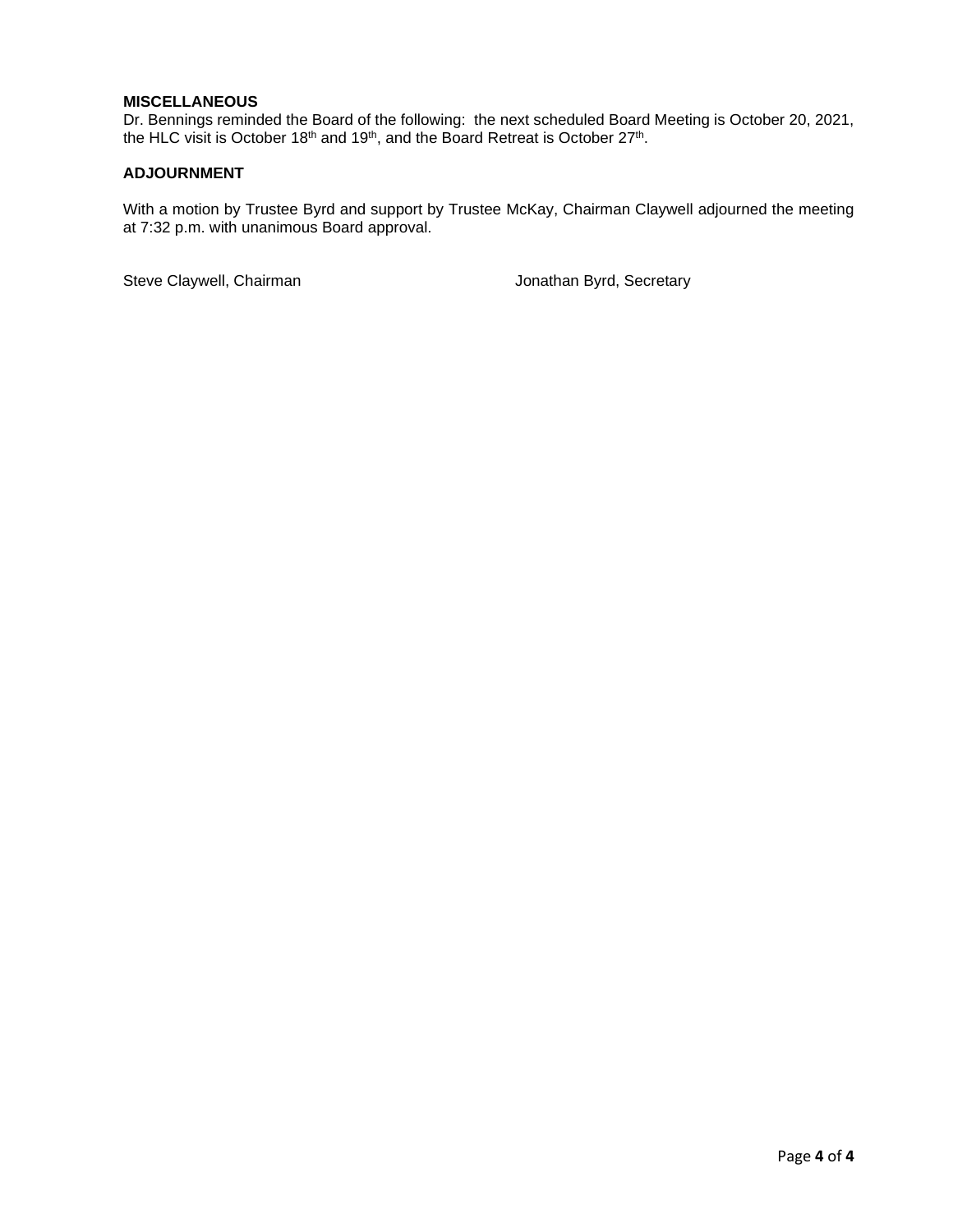**MISCELLANEOUS**

Dr. Bennings reminded the Board of the following: the next scheduled Board Meeting is October 20, 2021, the HLC visit is October 18th and 19th, and the Board Retreat is October 27th.

**ADJOURNMENT**

With a motion by Trustee Byrd and support by Trustee McKay, Chairman Claywell adjourned the meeting at 7:32 p.m. with unanimous Board approval.

Steve Claywell, Chairman

Jonathan Byrd, Secretary